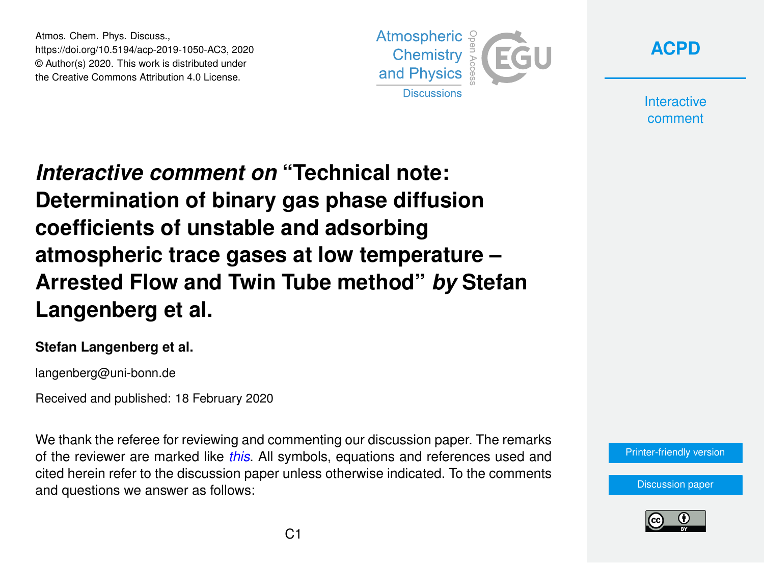# *Interactive comment on* "Technical note: Determination of binary gas phase diffusion coefficients of unstable and adsorbing atmospheric trace gases at low temperature – Arrested Flow and Twin Tube method" *by* Stefan Langenberg et al.

**Stefan Langenberg et al.**

langenberg@uni-bonn.de

Received and published: 18 February 2020

We thank the referee for reviewing and commenting our discussion paper. The remarks of the reviewer are marked like *this*. All symbols, equations and references used and cited herein refer to the discussion paper unless otherwise indicated. To the comments and questions we answer as follows: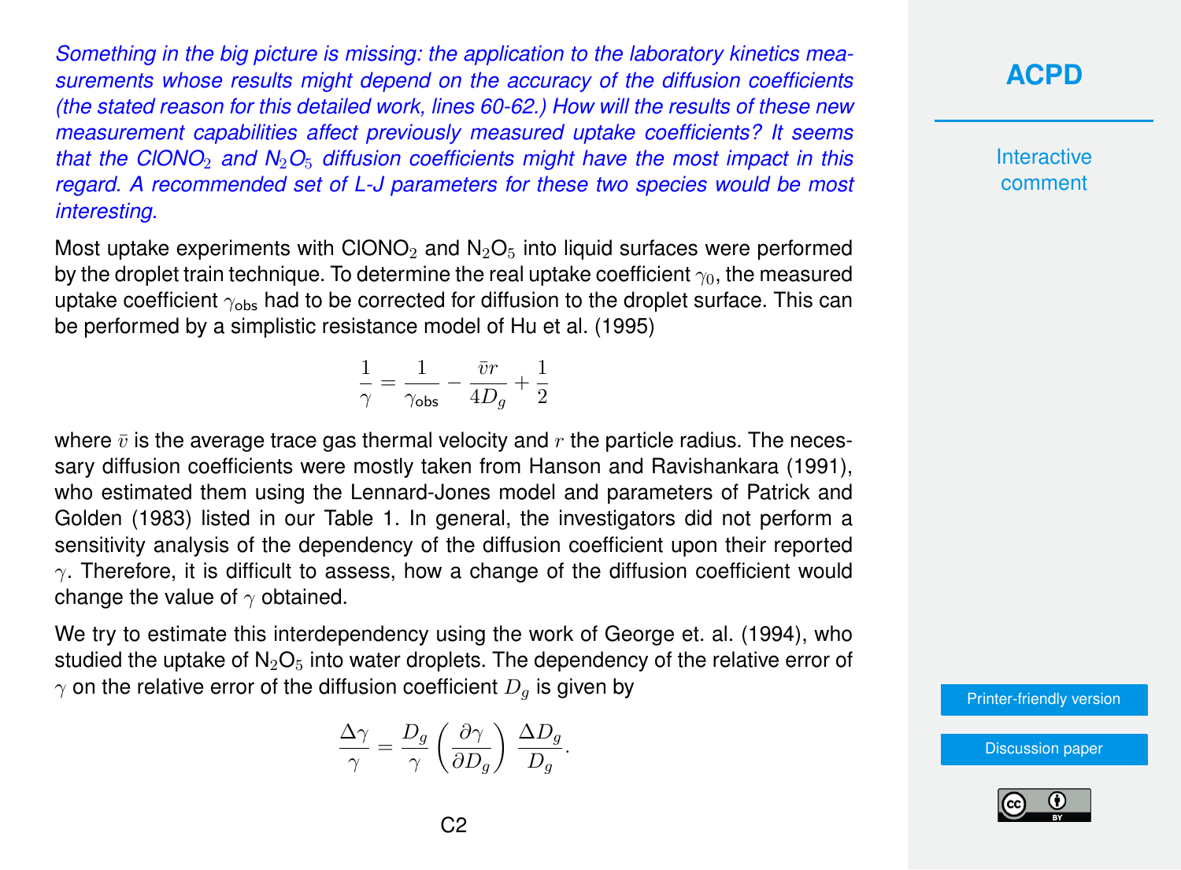*Something in the big picture is missing: the application to the laboratory kinetics measurements whose results might depend on the accuracy of the diffusion coefficients (the stated reason for this detailed work, lines 60-62.) How will the results of these new measurement capabilities affect previously measured uptake coefficients? It seems that the $ClONO_2$ and $N_2O_5$ diffusion coefficients might have the most impact in this regard. A recommended set of L-J parameters for these two species would be most interesting.*

Most uptake experiments with $ClONO_2$ and $N_2O_5$ into liquid surfaces were performed by the droplet train technique. To determine the real uptake coefficient $\gamma_0$, the measured uptake coefficient $\gamma_{\text{obs}}$ had to be corrected for diffusion to the droplet surface. This can be performed by a simplistic resistance model of Hu et al. (1995)

$$\frac{1}{\gamma} = \frac{1}{\gamma_{\text{obs}}} - \frac{\bar{v}r}{4D_g} + \frac{1}{2}$$

where $\bar{v}$ is the average trace gas thermal velocity and $r$ the particle radius. The necessary diffusion coefficients were mostly taken from Hanson and Ravishankara (1991), who estimated them using the Lennard-Jones model and parameters of Patrick and Golden (1983) listed in our Table 1. In general, the investigators did not perform a sensitivity analysis of the dependency of the diffusion coefficient upon their reported $\gamma$. Therefore, it is difficult to assess, how a change of the diffusion coefficient would change the value of $\gamma$ obtained.

We try to estimate this interdependency using the work of George et. al. (1994), who studied the uptake of $N_2O_5$ into water droplets. The dependency of the relative error of $\gamma$ on the relative error of the diffusion coefficient $D_g$ is given by

$$\frac{\Delta\gamma}{\gamma} = \frac{D_g}{\gamma}\left(\frac{\partial\gamma}{\partial D_g}\right)\frac{\Delta D_g}{D_g}.$$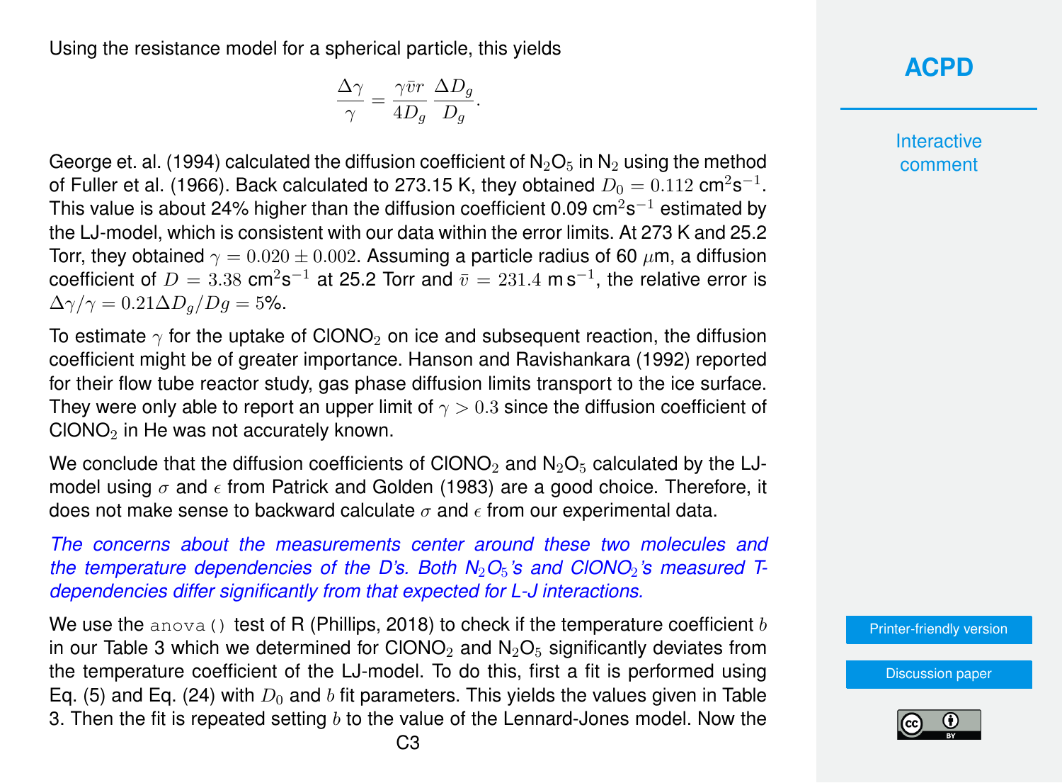Using the resistance model for a spherical particle, this yields

$$\frac{\Delta\gamma}{\gamma} = \frac{\gamma \bar{v} r}{4D_g} \frac{\Delta D_g}{D_g}.$$

George et. al. (1994) calculated the diffusion coefficient of $N_2O_5$ in $N_2$ using the method of Fuller et al. (1966). Back calculated to 273.15 K, they obtained $D_0 = 0.112$ cm$^2$s$^{-1}$. This value is about 24% higher than the diffusion coefficient 0.09 cm$^2$s$^{-1}$ estimated by the LJ-model, which is consistent with our data within the error limits. At 273 K and 25.2 Torr, they obtained $\gamma = 0.020 \pm 0.002$. Assuming a particle radius of 60 $\mu$m, a diffusion coefficient of $D = 3.38$ cm$^2$s$^{-1}$ at 25.2 Torr and $\bar{v} = 231.4$ m s$^{-1}$, the relative error is $\Delta\gamma/\gamma = 0.21 \Delta D_g/Dg = 5$%.

To estimate $\gamma$ for the uptake of $ClONO_2$ on ice and subsequent reaction, the diffusion coefficient might be of greater importance. Hanson and Ravishankara (1992) reported for their flow tube reactor study, gas phase diffusion limits transport to the ice surface. They were only able to report an upper limit of $\gamma > 0.3$ since the diffusion coefficient of $ClONO_2$ in He was not accurately known.

We conclude that the diffusion coefficients of $ClONO_2$ and $N_2O_5$ calculated by the LJ-model using $\sigma$ and $\epsilon$ from Patrick and Golden (1983) are a good choice. Therefore, it does not make sense to backward calculate $\sigma$ and $\epsilon$ from our experimental data.

*The concerns about the measurements center around these two molecules and the temperature dependencies of the D's. Both $N_2O_5$'s and $ClONO_2$'s measured T-dependencies differ significantly from that expected for L-J interactions.*

We use the `anova()` test of R (Phillips, 2018) to check if the temperature coefficient $b$ in our Table 3 which we determined for $ClONO_2$ and $N_2O_5$ significantly deviates from the temperature coefficient of the LJ-model. To do this, first a fit is performed using Eq. (5) and Eq. (24) with $D_0$ and $b$ fit parameters. This yields the values given in Table 3. Then the fit is repeated setting $b$ to the value of the Lennard-Jones model. Now the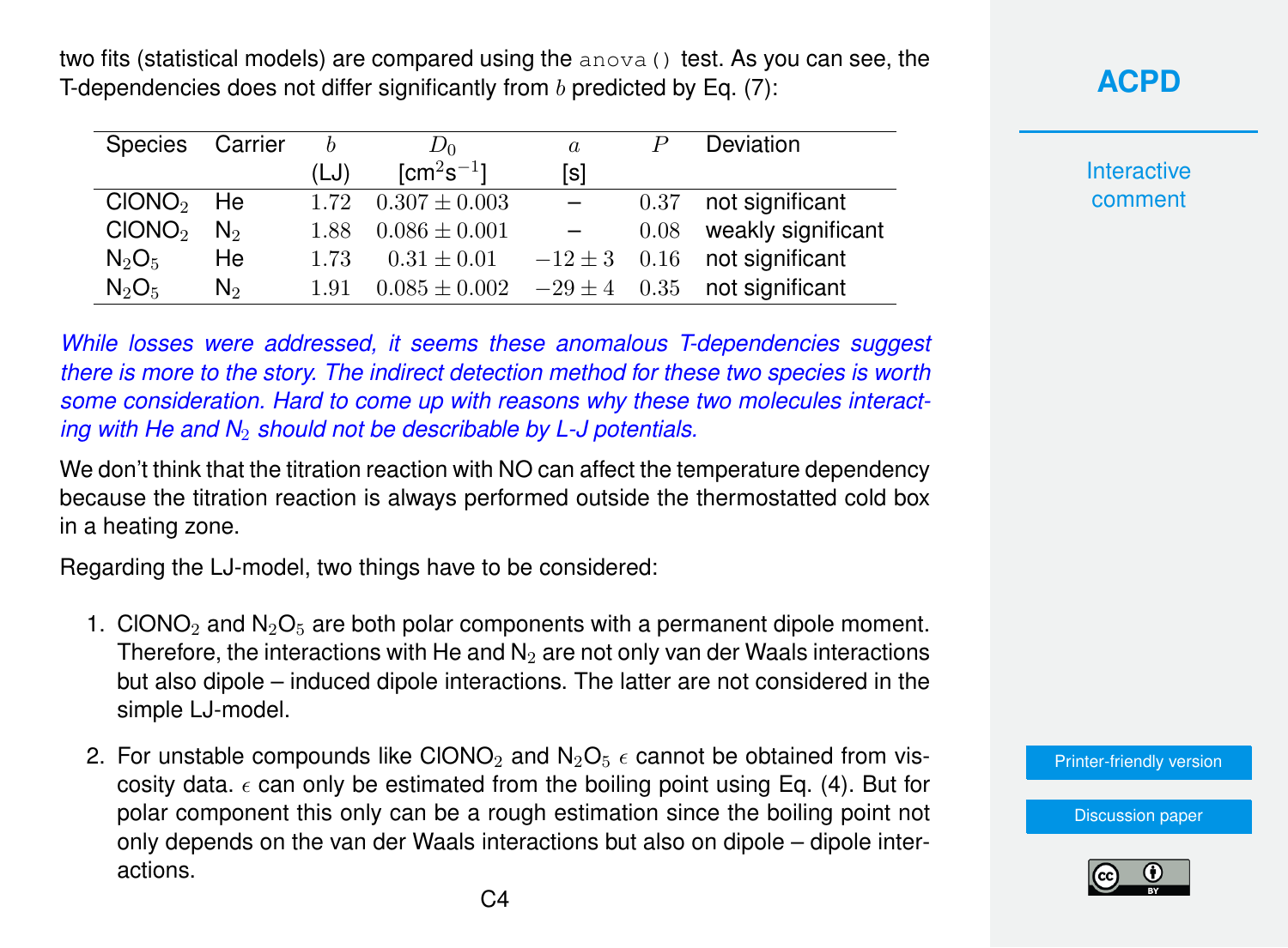two fits (statistical models) are compared using the `anova()` test. As you can see, the T-dependencies does not differ significantly from $b$ predicted by Eq. (7):

| Species | Carrier | $b$ (LJ) | $D_0$ [cm$^2$s$^{-1}$] | $a$ [s] | $P$ | Deviation |
|---|---|---|---|---|---|---|
| $ClONO_2$ | He | $1.72$ | $0.307 \pm 0.003$ | – | $0.37$ | not significant |
| $ClONO_2$ | $N_2$ | $1.88$ | $0.086 \pm 0.001$ | – | $0.08$ | weakly significant |
| $N_2O_5$ | He | $1.73$ | $0.31 \pm 0.01$ | $-12 \pm 3$ | $0.16$ | not significant |
| $N_2O_5$ | $N_2$ | $1.91$ | $0.085 \pm 0.002$ | $-29 \pm 4$ | $0.35$ | not significant |

*While losses were addressed, it seems these anomalous T-dependencies suggest there is more to the story. The indirect detection method for these two species is worth some consideration. Hard to come up with reasons why these two molecules interacting with He and $N_2$ should not be describable by L-J potentials.*

We don't think that the titration reaction with NO can affect the temperature dependency because the titration reaction is always performed outside the thermostatted cold box in a heating zone.

Regarding the LJ-model, two things have to be considered:

1. $ClONO_2$ and $N_2O_5$ are both polar components with a permanent dipole moment. Therefore, the interactions with He and $N_2$ are not only van der Waals interactions but also dipole – induced dipole interactions. The latter are not considered in the simple LJ-model.

2. For unstable compounds like $ClONO_2$ and $N_2O_5$ $\epsilon$ cannot be obtained from viscosity data. $\epsilon$ can only be estimated from the boiling point using Eq. (4). But for polar component this only can be a rough estimation since the boiling point not only depends on the van der Waals interactions but also on dipole – dipole interactions.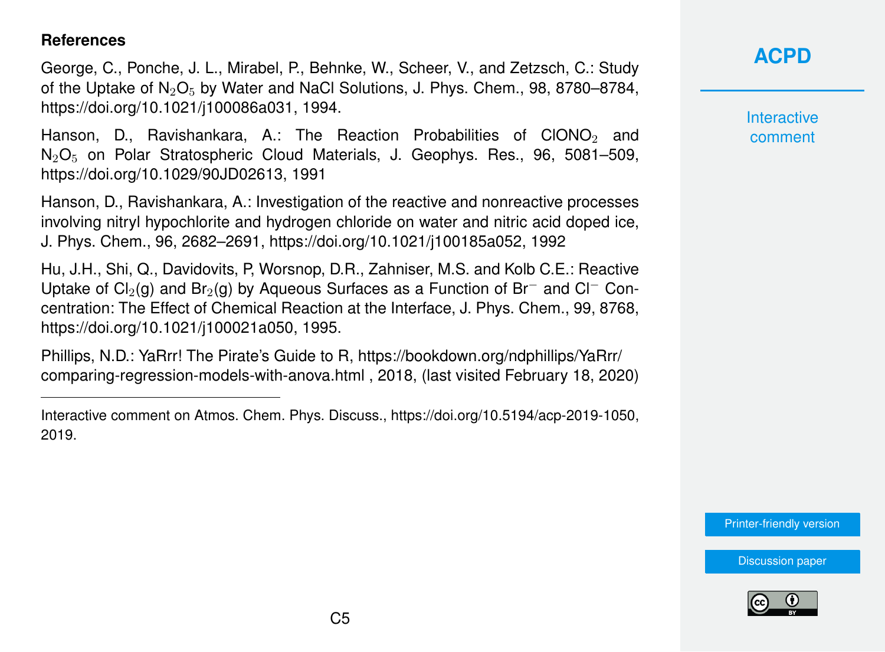**References**

George, C., Ponche, J. L., Mirabel, P., Behnke, W., Scheer, V., and Zetzsch, C.: Study of the Uptake of $N_2O_5$ by Water and NaCl Solutions, J. Phys. Chem., 98, 8780–8784, https://doi.org/10.1021/j100086a031, 1994.

Hanson, D., Ravishankara, A.: The Reaction Probabilities of $ClONO_2$ and $N_2O_5$ on Polar Stratospheric Cloud Materials, J. Geophys. Res., 96, 5081–509, https://doi.org/10.1029/90JD02613, 1991

Hanson, D., Ravishankara, A.: Investigation of the reactive and nonreactive processes involving nitryl hypochlorite and hydrogen chloride on water and nitric acid doped ice, J. Phys. Chem., 96, 2682–2691, https://doi.org/10.1021/j100185a052, 1992

Hu, J.H., Shi, Q., Davidovits, P, Worsnop, D.R., Zahniser, M.S. and Kolb C.E.: Reactive Uptake of $Cl_2$(g) and $Br_2$(g) by Aqueous Surfaces as a Function of $Br^-$ and $Cl^-$ Concentration: The Effect of Chemical Reaction at the Interface, J. Phys. Chem., 99, 8768, https://doi.org/10.1021/j100021a050, 1995.

Phillips, N.D.: YaRrr! The Pirate's Guide to R, https://bookdown.org/ndphillips/YaRrr/comparing-regression-models-with-anova.html , 2018, (last visited February 18, 2020)

---

Interactive comment on Atmos. Chem. Phys. Discuss., https://doi.org/10.5194/acp-2019-1050, 2019.